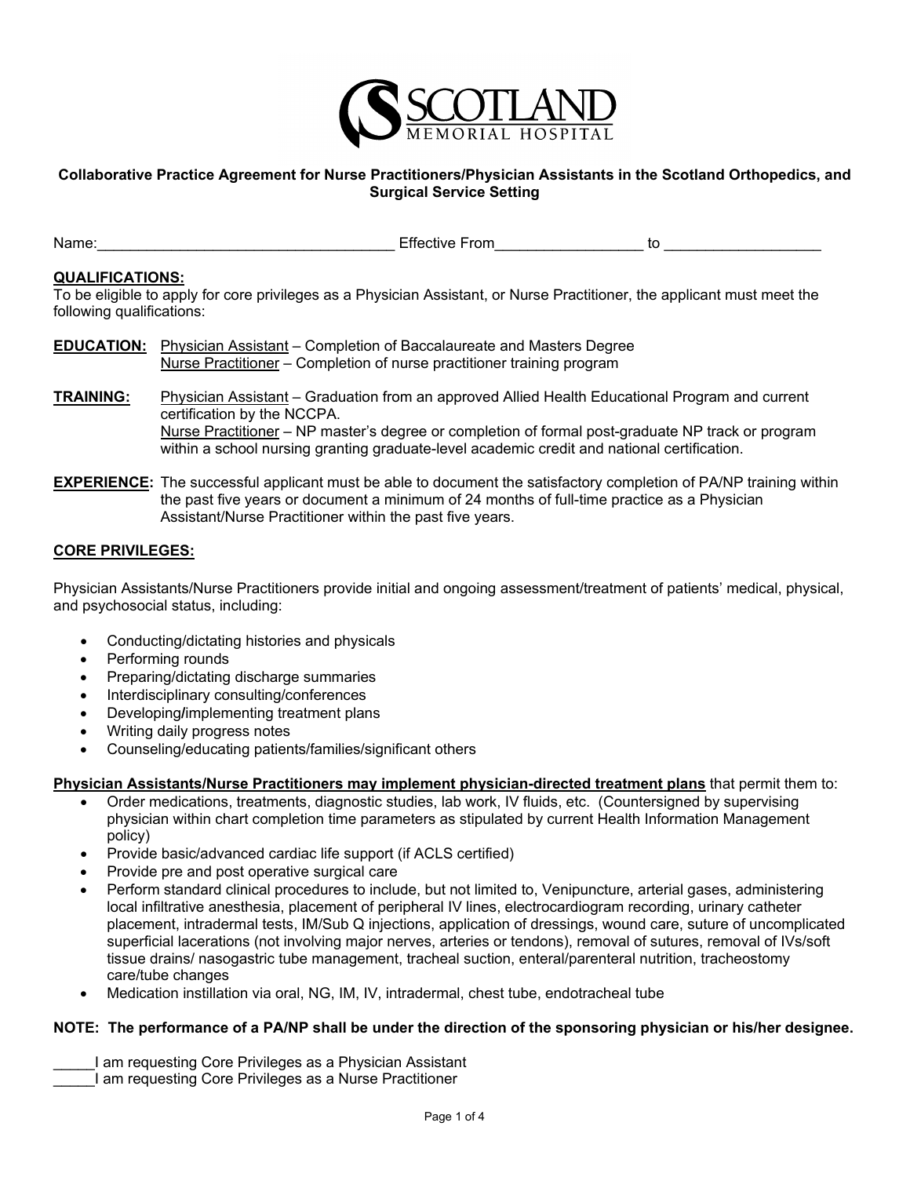SCOTLAND MEMORIAL HOSPITAL

**Collaborative Practice Agreement for Nurse Practitioners/Physician Assistants in the Scotland Orthopedics, and Surgical Service Setting**

Name:___________________________________ Effective From_________________ to __________________

**QUALIFICATIONS:**

To be eligible to apply for core privileges as a Physician Assistant, or Nurse Practitioner, the applicant must meet the following qualifications:

**EDUCATION:** Physician Assistant – Completion of Baccalaureate and Masters Degree
Nurse Practitioner – Completion of nurse practitioner training program

**TRAINING:** Physician Assistant – Graduation from an approved Allied Health Educational Program and current certification by the NCCPA.
Nurse Practitioner – NP master's degree or completion of formal post-graduate NP track or program within a school nursing granting graduate-level academic credit and national certification.

**EXPERIENCE:** The successful applicant must be able to document the satisfactory completion of PA/NP training within the past five years or document a minimum of 24 months of full-time practice as a Physician Assistant/Nurse Practitioner within the past five years.

**CORE PRIVILEGES:**

Physician Assistants/Nurse Practitioners provide initial and ongoing assessment/treatment of patients' medical, physical, and psychosocial status, including:

- Conducting/dictating histories and physicals
- Performing rounds
- Preparing/dictating discharge summaries
- Interdisciplinary consulting/conferences
- Developing/implementing treatment plans
- Writing daily progress notes
- Counseling/educating patients/families/significant others

**Physician Assistants/Nurse Practitioners may implement physician-directed treatment plans** that permit them to:

- Order medications, treatments, diagnostic studies, lab work, IV fluids, etc. (Countersigned by supervising physician within chart completion time parameters as stipulated by current Health Information Management policy)
- Provide basic/advanced cardiac life support (if ACLS certified)
- Provide pre and post operative surgical care
- Perform standard clinical procedures to include, but not limited to, Venipuncture, arterial gases, administering local infiltrative anesthesia, placement of peripheral IV lines, electrocardiogram recording, urinary catheter placement, intradermal tests, IM/Sub Q injections, application of dressings, wound care, suture of uncomplicated superficial lacerations (not involving major nerves, arteries or tendons), removal of sutures, removal of IVs/soft tissue drains/ nasogastric tube management, tracheal suction, enteral/parenteral nutrition, tracheostomy care/tube changes
- Medication instillation via oral, NG, IM, IV, intradermal, chest tube, endotracheal tube

**NOTE: The performance of a PA/NP shall be under the direction of the sponsoring physician or his/her designee.**

_____I am requesting Core Privileges as a Physician Assistant
_____I am requesting Core Privileges as a Nurse Practitioner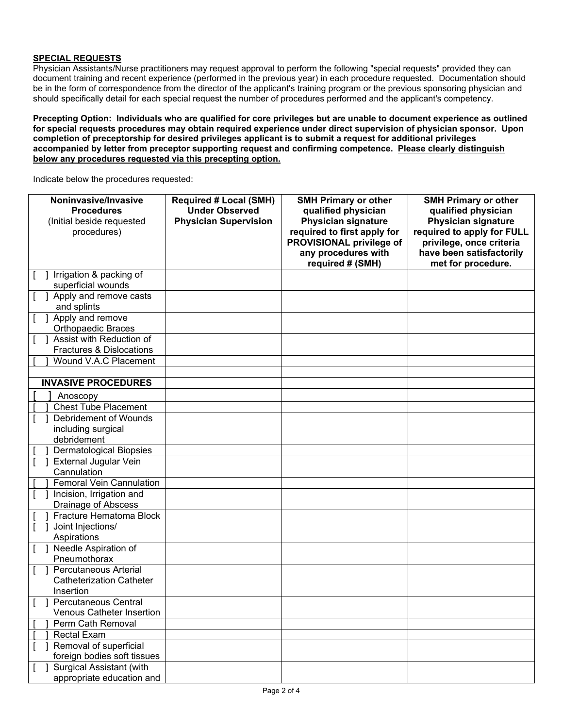## SPECIAL REQUESTS

Physician Assistants/Nurse practitioners may request approval to perform the following "special requests" provided they can document training and recent experience (performed in the previous year) in each procedure requested. Documentation should be in the form of correspondence from the director of the applicant's training program or the previous sponsoring physician and should specifically detail for each special request the number of procedures performed and the applicant's competency.

**<u>Precepting Option:</u> Individuals who are qualified for core privileges but are unable to document experience as outlined for special requests procedures may obtain required experience under direct supervision of physician sponsor. Upon completion of preceptorship for desired privileges applicant is to submit a request for additional privileges accompanied by letter from preceptor supporting request and confirming competence. <u>Please clearly distinguish below any procedures requested via this precepting option.</u>**

Indicate below the procedures requested:

| **Noninvasive/Invasive Procedures** (Initial beside requested procedures) | **Required # Local (SMH) Under Observed Physician Supervision** | **SMH Primary or other qualified physician Physician signature required to first apply for PROVISIONAL privilege of any procedures with required # (SMH)** | **SMH Primary or other qualified physician Physician signature required to apply for FULL privilege, once criteria have been satisfactorily met for procedure.** |
|---|---|---|---|
| [ ] Irrigation & packing of superficial wounds | | | |
| [ ] Apply and remove casts and splints | | | |
| [ ] Apply and remove Orthopaedic Braces | | | |
| [ ] Assist with Reduction of Fractures & Dislocations | | | |
| [ ] Wound V.A.C Placement | | | |
| | | | |
| **INVASIVE PROCEDURES** | | | |
| [ ] Anoscopy | | | |
| [ ] Chest Tube Placement | | | |
| [ ] Debridement of Wounds including surgical debridement | | | |
| [ ] Dermatological Biopsies | | | |
| [ ] External Jugular Vein Cannulation | | | |
| [ ] Femoral Vein Cannulation | | | |
| [ ] Incision, Irrigation and Drainage of Abscess | | | |
| [ ] Fracture Hematoma Block | | | |
| [ ] Joint Injections/ Aspirations | | | |
| [ ] Needle Aspiration of Pneumothorax | | | |
| [ ] Percutaneous Arterial Catheterization Catheter Insertion | | | |
| [ ] Percutaneous Central Venous Catheter Insertion | | | |
| [ ] Perm Cath Removal | | | |
| [ ] Rectal Exam | | | |
| [ ] Removal of superficial foreign bodies soft tissues | | | |
| [ ] Surgical Assistant (with appropriate education and | | | |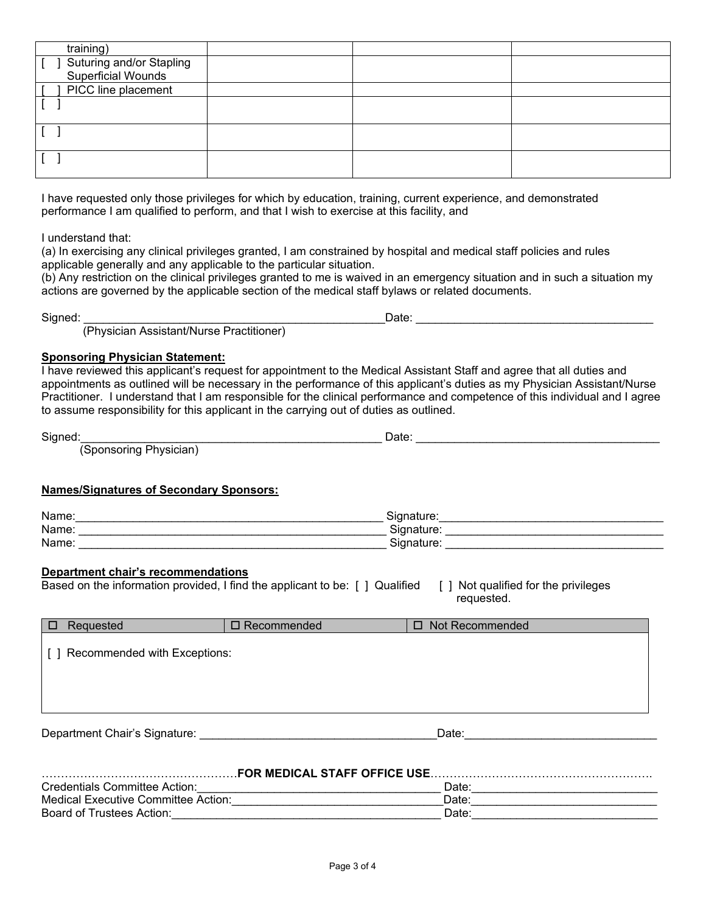| | | | |
|---|---|---|---|
| training) | | | |
| [ ] Suturing and/or Stapling Superficial Wounds | | | |
| [ ] PICC line placement | | | |
| [ ] | | | |
| [ ] | | | |
| [ ] | | | |

I have requested only those privileges for which by education, training, current experience, and demonstrated performance I am qualified to perform, and that I wish to exercise at this facility, and

I understand that:
(a) In exercising any clinical privileges granted, I am constrained by hospital and medical staff policies and rules applicable generally and any applicable to the particular situation.
(b) Any restriction on the clinical privileges granted to me is waived in an emergency situation and in such a situation my actions are governed by the applicable section of the medical staff bylaws or related documents.

Signed: _______________________________________________Date: ____________________________________
(Physician Assistant/Nurse Practitioner)

**Sponsoring Physician Statement:**
I have reviewed this applicant's request for appointment to the Medical Assistant Staff and agree that all duties and appointments as outlined will be necessary in the performance of this applicant's duties as my Physician Assistant/Nurse Practitioner. I understand that I am responsible for the clinical performance and competence of this individual and I agree to assume responsibility for this applicant in the carrying out of duties as outlined.

Signed:_______________________________________________ Date: _____________________________________
(Sponsoring Physician)

**Names/Signatures of Secondary Sponsors:**

Name:_______________________________________________ Signature:__________________________________
Name: _______________________________________________ Signature: _________________________________
Name: _______________________________________________ Signature: _________________________________

**Department chair's recommendations**
Based on the information provided, I find the applicant to be: [ ] Qualified [ ] Not qualified for the privileges requested.

| ☐ Requested | ☐ Recommended | ☐ Not Recommended |
|---|---|---|
| [ ] Recommended with Exceptions: | | |

Department Chair's Signature: ____________________________________Date:_____________________________

……………………………………………**FOR MEDICAL STAFF OFFICE USE**………………………………………………….
Credentials Committee Action:____________________________________ Date:____________________________
Medical Executive Committee Action:________________________________Date:____________________________
Board of Trustees Action:_________________________________________ Date:____________________________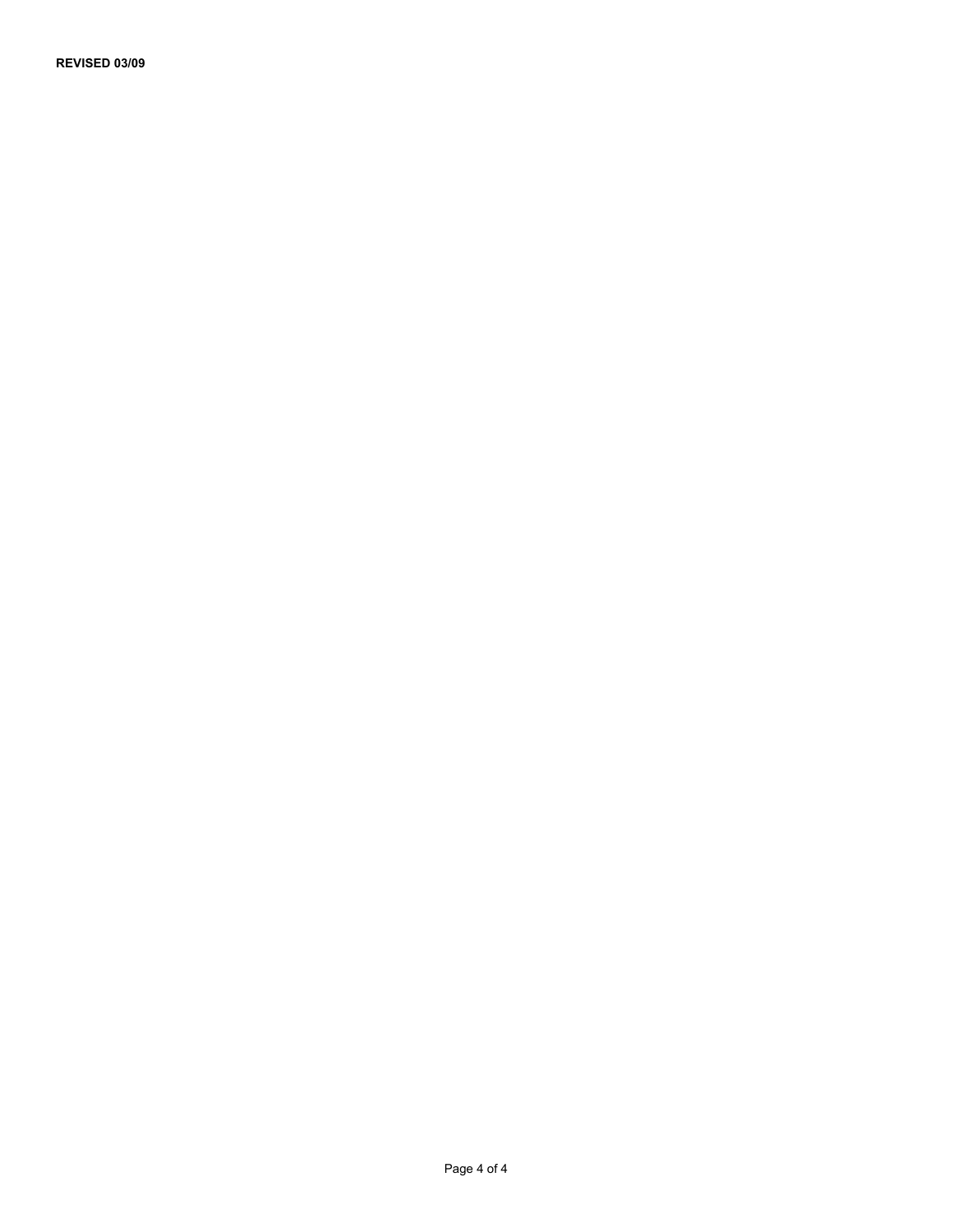**REVISED 03/09**